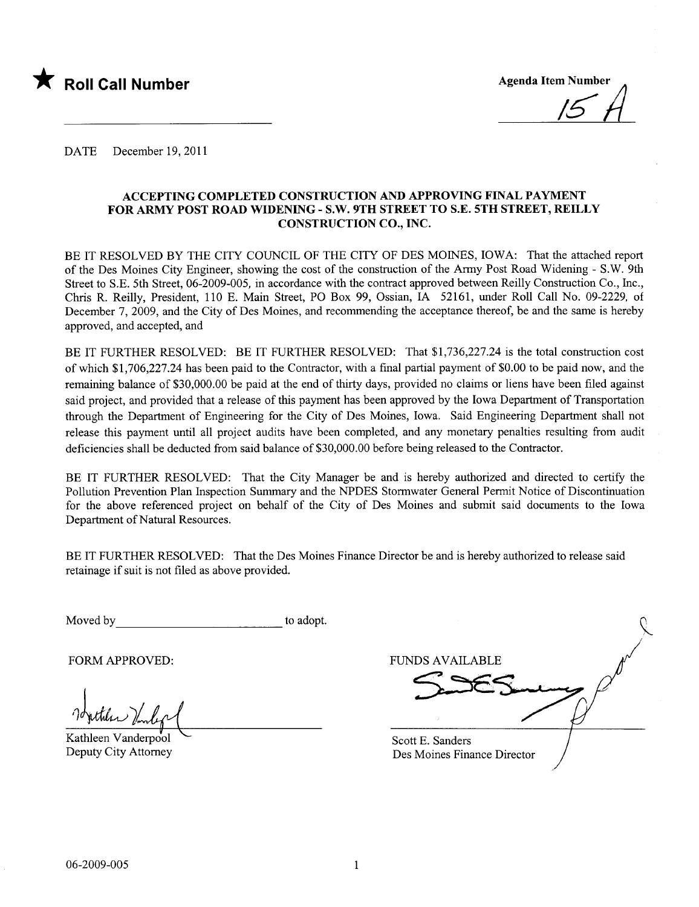★ **Roll Call Number**

Agenda Item Number

15 A

DATE December 19, 2011

**ACCEPTING COMPLETED CONSTRUCTION AND APPROVING FINAL PAYMENT FOR ARMY POST ROAD WIDENING - S.W. 9TH STREET TO S.E. 5TH STREET, REILLY CONSTRUCTION CO., INC.**

BE IT RESOLVED BY THE CITY COUNCIL OF THE CITY OF DES MOINES, IOWA: That the attached report of the Des Moines City Engineer, showing the cost of the construction of the Army Post Road Widening - S.W. 9th Street to S.E. 5th Street, 06-2009-005, in accordance with the contract approved between Reilly Construction Co., Inc., Chris R. Reilly, President, 110 E. Main Street, PO Box 99, Ossian, IA 52161, under Roll Call No. 09-2229, of December 7, 2009, and the City of Des Moines, and recommending the acceptance thereof, be and the same is hereby approved, and accepted, and

BE IT FURTHER RESOLVED: BE IT FURTHER RESOLVED: That $1,736,227.24 is the total construction cost of which $1,706,227.24 has been paid to the Contractor, with a final partial payment of $0.00 to be paid now, and the remaining balance of $30,000.00 be paid at the end of thirty days, provided no claims or liens have been filed against said project, and provided that a release of this payment has been approved by the Iowa Department of Transportation through the Department of Engineering for the City of Des Moines, Iowa. Said Engineering Department shall not release this payment until all project audits have been completed, and any monetary penalties resulting from audit deficiencies shall be deducted from said balance of $30,000.00 before being released to the Contractor.

BE IT FURTHER RESOLVED: That the City Manager be and is hereby authorized and directed to certify the Pollution Prevention Plan Inspection Summary and the NPDES Stormwater General Permit Notice of Discontinuation for the above referenced project on behalf of the City of Des Moines and submit said documents to the Iowa Department of Natural Resources.

BE IT FURTHER RESOLVED: That the Des Moines Finance Director be and is hereby authorized to release said retainage if suit is not filed as above provided.

Moved by ______________________ to adopt.

FORM APPROVED:

Kathleen Vanderpool
Deputy City Attorney

FUNDS AVAILABLE

Scott E. Sanders
Des Moines Finance Director

06-2009-005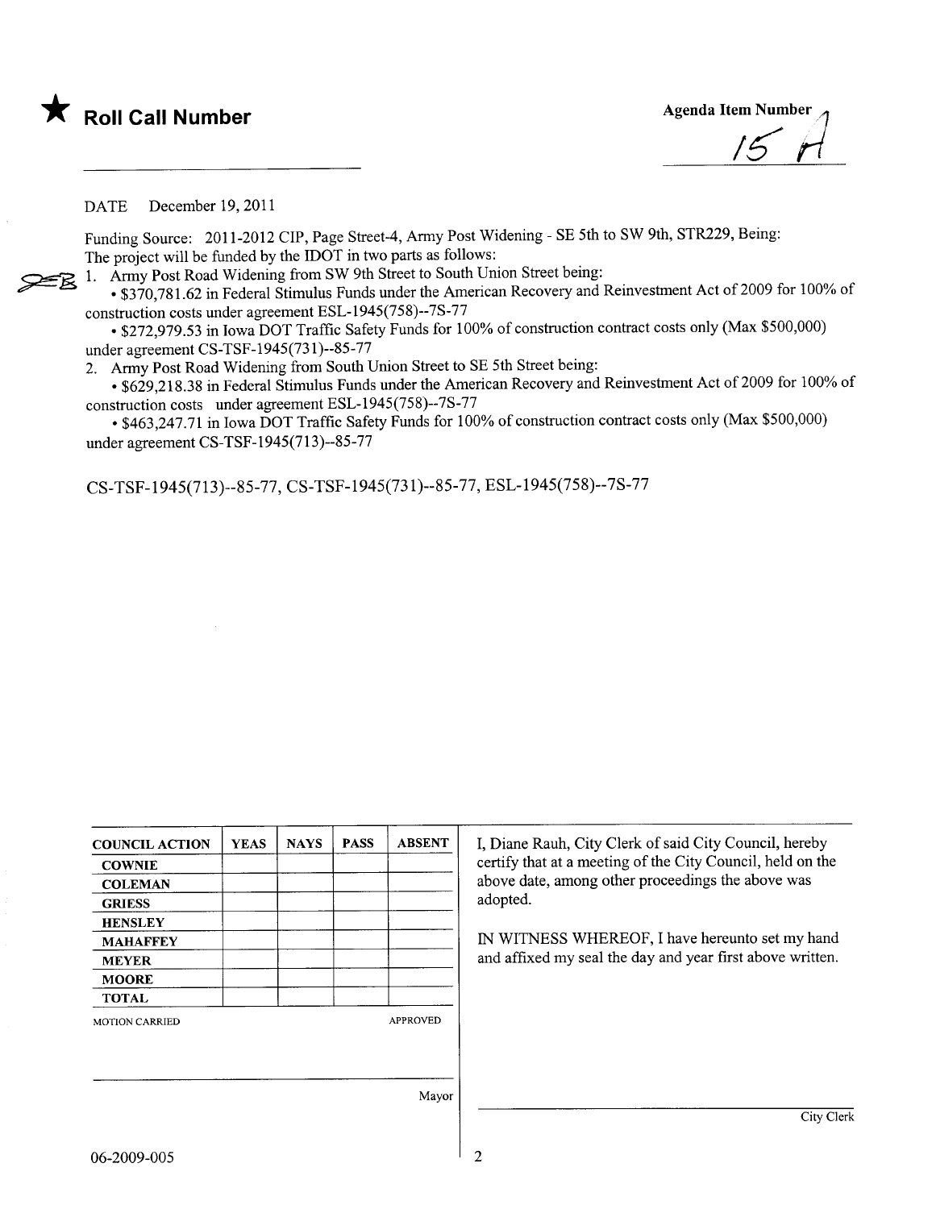★ **Roll Call Number**

**Agenda Item Number**
15 A

DATE December 19, 2011

Funding Source: 2011-2012 CIP, Page Street-4, Army Post Widening - SE 5th to SW 9th, STR229, Being:
The project will be funded by the IDOT in two parts as follows:

1. Army Post Road Widening from SW 9th Street to South Union Street being:
   - $370,781.62 in Federal Stimulus Funds under the American Recovery and Reinvestment Act of 2009 for 100% of construction costs under agreement ESL-1945(758)--7S-77
   - $272,979.53 in Iowa DOT Traffic Safety Funds for 100% of construction contract costs only (Max $500,000) under agreement CS-TSF-1945(731)--85-77
2. Army Post Road Widening from South Union Street to SE 5th Street being:
   - $629,218.38 in Federal Stimulus Funds under the American Recovery and Reinvestment Act of 2009 for 100% of construction costs under agreement ESL-1945(758)--7S-77
   - $463,247.71 in Iowa DOT Traffic Safety Funds for 100% of construction contract costs only (Max $500,000) under agreement CS-TSF-1945(713)--85-77

CS-TSF-1945(713)--85-77, CS-TSF-1945(731)--85-77, ESL-1945(758)--7S-77

| COUNCIL ACTION | YEAS | NAYS | PASS | ABSENT |
|---|---|---|---|---|
| COWNIE | | | | |
| COLEMAN | | | | |
| GRIESS | | | | |
| HENSLEY | | | | |
| MAHAFFEY | | | | |
| MEYER | | | | |
| MOORE | | | | |
| TOTAL | | | | |

MOTION CARRIED APPROVED

Mayor

I, Diane Rauh, City Clerk of said City Council, hereby certify that at a meeting of the City Council, held on the above date, among other proceedings the above was adopted.

IN WITNESS WHEREOF, I have hereunto set my hand and affixed my seal the day and year first above written.

City Clerk

06-2009-005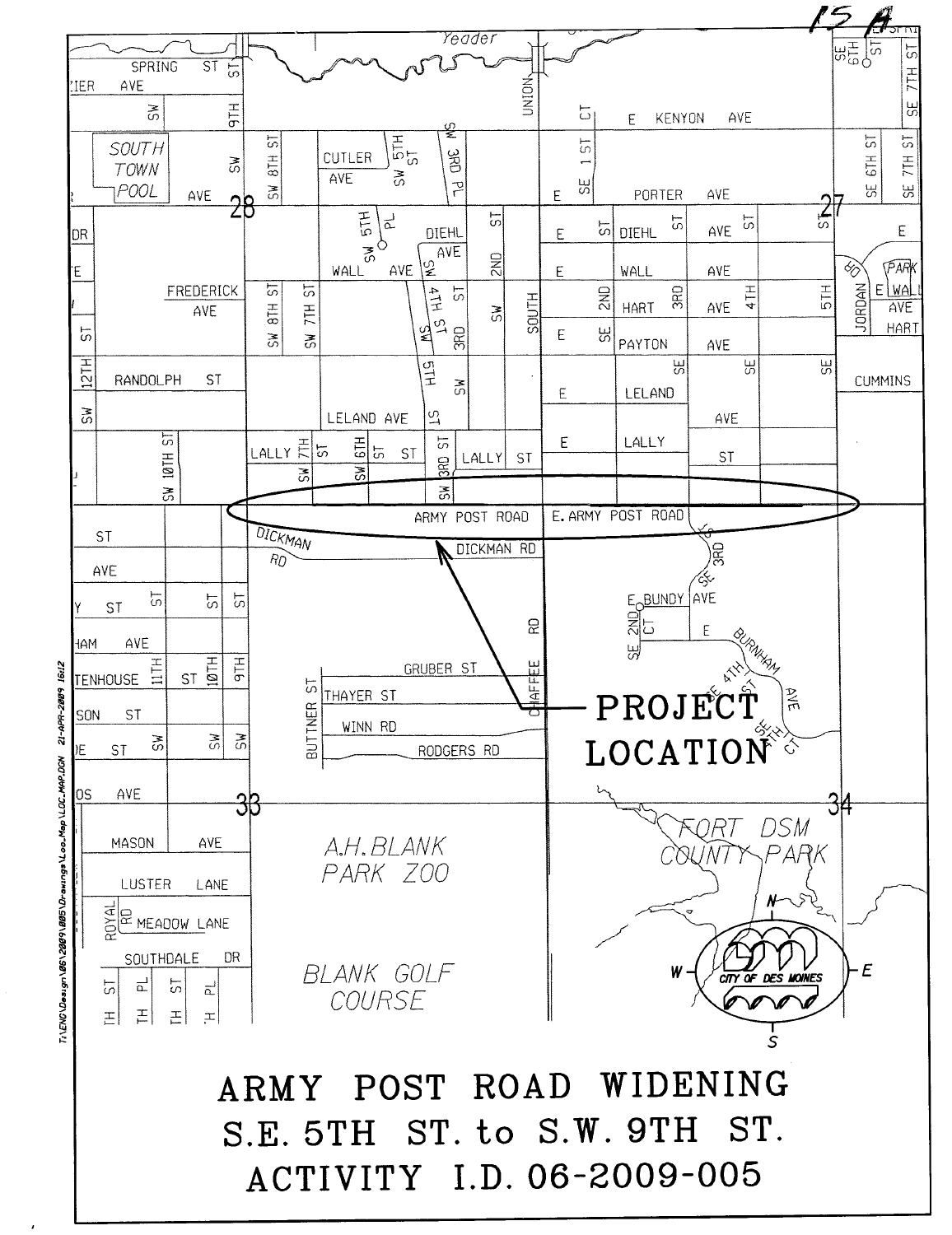15 A

PROJECT LOCATION

# ARMY POST ROAD WIDENING
# S.E. 5TH ST. to S.W. 9TH ST.
# ACTIVITY I.D. 06-2009-005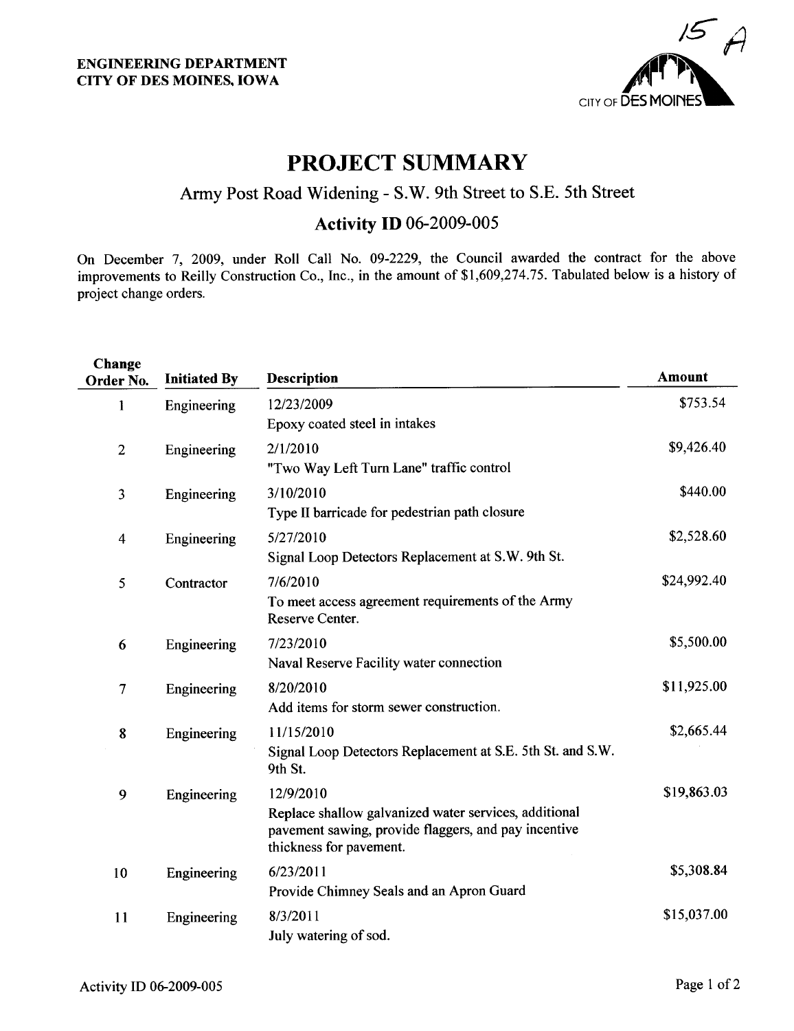ENGINEERING DEPARTMENT
CITY OF DES MOINES, IOWA

15 A

# PROJECT SUMMARY

## Army Post Road Widening - S.W. 9th Street to S.E. 5th Street

### Activity ID 06-2009-005

On December 7, 2009, under Roll Call No. 09-2229, the Council awarded the contract for the above improvements to Reilly Construction Co., Inc., in the amount of $1,609,274.75. Tabulated below is a history of project change orders.

| Change Order No. | Initiated By | Description | Amount |
|---|---|---|---|
| 1 | Engineering | 12/23/2009<br>Epoxy coated steel in intakes | $753.54 |
| 2 | Engineering | 2/1/2010<br>"Two Way Left Turn Lane" traffic control | $9,426.40 |
| 3 | Engineering | 3/10/2010<br>Type II barricade for pedestrian path closure | $440.00 |
| 4 | Engineering | 5/27/2010<br>Signal Loop Detectors Replacement at S.W. 9th St. | $2,528.60 |
| 5 | Contractor | 7/6/2010<br>To meet access agreement requirements of the Army Reserve Center. | $24,992.40 |
| 6 | Engineering | 7/23/2010<br>Naval Reserve Facility water connection | $5,500.00 |
| 7 | Engineering | 8/20/2010<br>Add items for storm sewer construction. | $11,925.00 |
| 8 | Engineering | 11/15/2010<br>Signal Loop Detectors Replacement at S.E. 5th St. and S.W. 9th St. | $2,665.44 |
| 9 | Engineering | 12/9/2010<br>Replace shallow galvanized water services, additional pavement sawing, provide flaggers, and pay incentive thickness for pavement. | $19,863.03 |
| 10 | Engineering | 6/23/2011<br>Provide Chimney Seals and an Apron Guard | $5,308.84 |
| 11 | Engineering | 8/3/2011<br>July watering of sod. | $15,037.00 |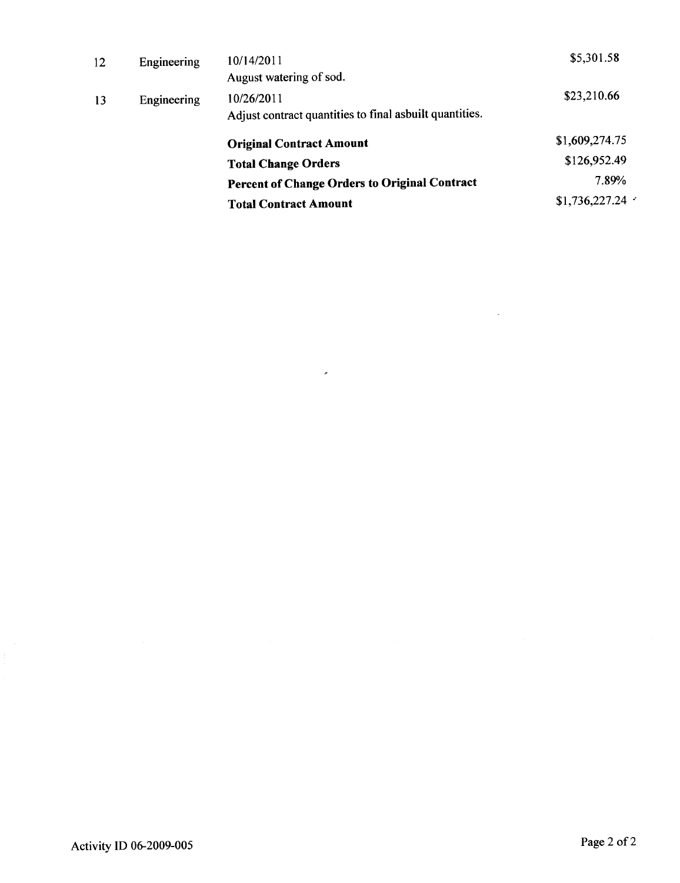| | | | |
|---|---|---|---|
| 12 | Engineering | 10/14/2011<br>August watering of sod. | $5,301.58 |
| 13 | Engineering | 10/26/2011<br>Adjust contract quantities to final asbuilt quantities. | $23,210.66 |
| | | **Original Contract Amount** | $1,609,274.75 |
| | | **Total Change Orders** | $126,952.49 |
| | | **Percent of Change Orders to Original Contract** | 7.89% |
| | | **Total Contract Amount** | $1,736,227.24 |

Activity ID 06-2009-005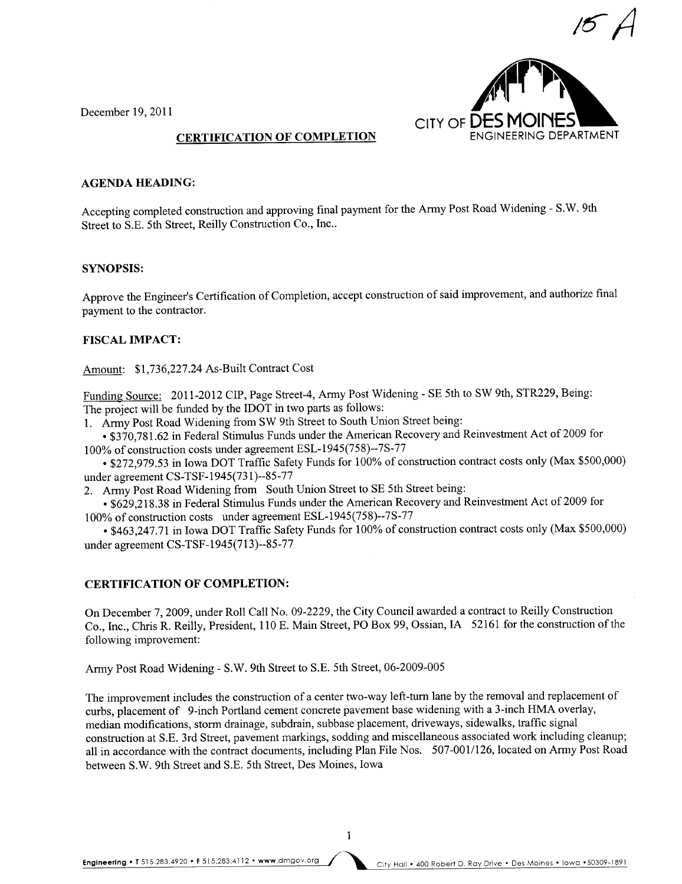15 A

December 19, 2011

CITY OF DES MOINES
ENGINEERING DEPARTMENT

## CERTIFICATION OF COMPLETION

**AGENDA HEADING:**

Accepting completed construction and approving final payment for the Army Post Road Widening - S.W. 9th Street to S.E. 5th Street, Reilly Construction Co., Inc..

**SYNOPSIS:**

Approve the Engineer's Certification of Completion, accept construction of said improvement, and authorize final payment to the contractor.

**FISCAL IMPACT:**

Amount: $1,736,227.24 As-Built Contract Cost

Funding Source: 2011-2012 CIP, Page Street-4, Army Post Widening - SE 5th to SW 9th, STR229, Being:
The project will be funded by the IDOT in two parts as follows:

1. Army Post Road Widening from SW 9th Street to South Union Street being:
   - $370,781.62 in Federal Stimulus Funds under the American Recovery and Reinvestment Act of 2009 for 100% of construction costs under agreement ESL-1945(758)--7S-77
   - $272,979.53 in Iowa DOT Traffic Safety Funds for 100% of construction contract costs only (Max $500,000) under agreement CS-TSF-1945(731)--85-77
2. Army Post Road Widening from South Union Street to SE 5th Street being:
   - $629,218.38 in Federal Stimulus Funds under the American Recovery and Reinvestment Act of 2009 for 100% of construction costs under agreement ESL-1945(758)--7S-77
   - $463,247.71 in Iowa DOT Traffic Safety Funds for 100% of construction contract costs only (Max $500,000) under agreement CS-TSF-1945(713)--85-77

**CERTIFICATION OF COMPLETION:**

On December 7, 2009, under Roll Call No. 09-2229, the City Council awarded a contract to Reilly Construction Co., Inc., Chris R. Reilly, President, 110 E. Main Street, PO Box 99, Ossian, IA 52161 for the construction of the following improvement:

Army Post Road Widening - S.W. 9th Street to S.E. 5th Street, 06-2009-005

The improvement includes the construction of a center two-way left-turn lane by the removal and replacement of curbs, placement of 9-inch Portland cement concrete pavement base widening with a 3-inch HMA overlay, median modifications, storm drainage, subdrain, subbase placement, driveways, sidewalks, traffic signal construction at S.E. 3rd Street, pavement markings, sodding and miscellaneous associated work including cleanup; all in accordance with the contract documents, including Plan File Nos. 507-001/126, located on Army Post Road between S.W. 9th Street and S.E. 5th Street, Des Moines, Iowa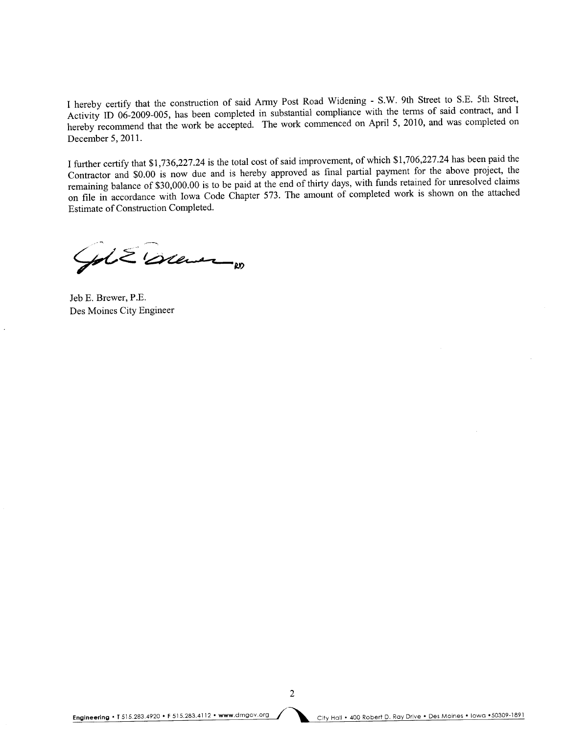I hereby certify that the construction of said Army Post Road Widening - S.W. 9th Street to S.E. 5th Street, Activity ID 06-2009-005, has been completed in substantial compliance with the terms of said contract, and I hereby recommend that the work be accepted. The work commenced on April 5, 2010, and was completed on December 5, 2011.

I further certify that $1,736,227.24 is the total cost of said improvement, of which $1,706,227.24 has been paid the Contractor and $0.00 is now due and is hereby approved as final partial payment for the above project, the remaining balance of $30,000.00 is to be paid at the end of thirty days, with funds retained for unresolved claims on file in accordance with Iowa Code Chapter 573. The amount of completed work is shown on the attached Estimate of Construction Completed.

Jeb E. Brewer, P.E.
Des Moines City Engineer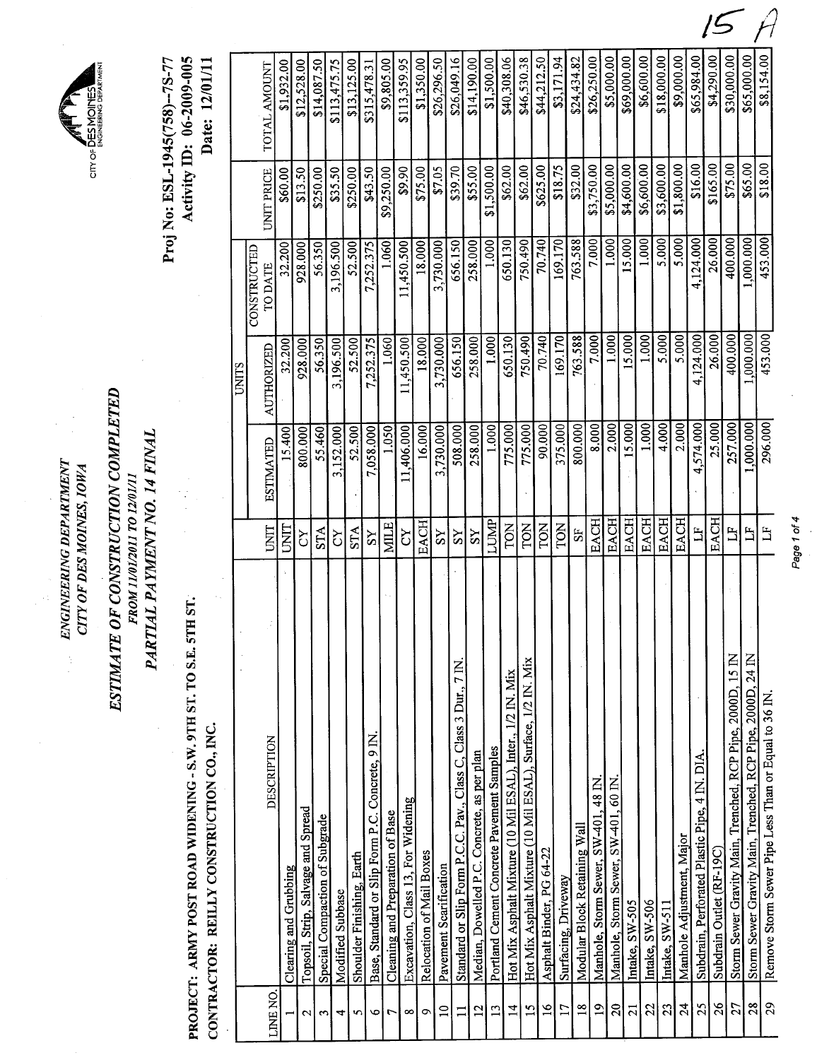15 A

CITY OF DES MOINES ENGINEERING DEPARTMENT

*ENGINEERING DEPARTMENT*
*CITY OF DES MOINES, IOWA*

## *ESTIMATE OF CONSTRUCTION COMPLETED*

*FROM 11/01/2011 TO 12/01/11*

*PARTIAL PAYMENT NO. 14 FINAL*

**PROJECT: ARMY POST ROAD WIDENING - S.W. 9TH ST. TO S.E. 5TH ST.**
**CONTRACTOR: REILLY CONSTRUCTION CO., INC.**

**Proj No: ESL-1945(758)--7S-77**
**Activity ID: 06-2009-005**
**Date: 12/01/11**

| LINE NO. | DESCRIPTION | UNIT | UNITS | | | UNIT PRICE | TOTAL AMOUNT |
|---|---|---|---|---|---|---|---|
| | | | ESTIMATED | AUTHORIZED | CONSTRUCTED TO DATE | | |
| 1 | Clearing and Grubbing | UNIT | 15.400 | 32.200 | 32.200 | $60.00 | $1,932.00 |
| 2 | Topsoil, Strip, Salvage and Spread | CY | 800.000 | 928.000 | 928.000 | $13.50 | $12,528.00 |
| 3 | Special Compaction of Subgrade | STA | 55.460 | 56.350 | 56.350 | $250.00 | $14,087.50 |
| 4 | Modified Subbase | CY | 3,152.000 | 3,196.500 | 3,196.500 | $35.50 | $113,475.75 |
| 5 | Shoulder Finishing, Earth | STA | 52.500 | 52.500 | 52.500 | $250.00 | $13,125.00 |
| 6 | Base, Standard or Slip Form P.C. Concrete, 9 IN. | SY | 7,058.000 | 7,252.375 | 7,252.375 | $43.50 | $315,478.31 |
| 7 | Cleaning and Preparation of Base | MILE | 1.050 | 1.060 | 1.060 | $9,250.00 | $9,805.00 |
| 8 | Excavation, Class 13, For Widening | CY | 11,406.000 | 11,450.500 | 11,450.500 | $9.90 | $113,359.95 |
| 9 | Relocation of Mail Boxes | EACH | 16.000 | 18.000 | 18.000 | $75.00 | $1,350.00 |
| 10 | Pavement Scarification | SY | 3,730.000 | 3,730.000 | 3,730.000 | $7.05 | $26,296.50 |
| 11 | Standard or Slip Form P.C.C. Pav., Class C, Class 3 Dur., 7 IN. | SY | 508.000 | 656.150 | 656.150 | $39.70 | $26,049.16 |
| 12 | Median, Dowelled P.C. Concrete, as per plan | SY | 258.000 | 258.000 | 258.000 | $55.00 | $14,190.00 |
| 13 | Portland Cement Concrete Pavement Samples | LUMP | 1.000 | 1.000 | 1.000 | $1,500.00 | $1,500.00 |
| 14 | Hot Mix Asphalt Mixture (10 Mil ESAL), Inter., 1/2 IN. Mix | TON | 775.000 | 650.130 | 650.130 | $62.00 | $40,308.06 |
| 15 | Hot Mix Asphalt Mixture (10 Mil ESAL), Surface, 1/2 IN. Mix | TON | 775.000 | 750.490 | 750.490 | $62.00 | $46,530.38 |
| 16 | Asphalt Binder, PG 64-22 | TON | 90.000 | 70.740 | 70.740 | $625.00 | $44,212.50 |
| 17 | Surfacing, Driveway | TON | 375.000 | 169.170 | 169.170 | $18.75 | $3,171.94 |
| 18 | Modular Block Retaining Wall | SF | 800.000 | 763.588 | 763.588 | $32.00 | $24,434.82 |
| 19 | Manhole, Storm Sewer, SW-401, 48 IN. | EACH | 8.000 | 7.000 | 7.000 | $3,750.00 | $26,250.00 |
| 20 | Manhole, Storm Sewer, SW-401, 60 IN. | EACH | 2.000 | 1.000 | 1.000 | $5,000.00 | $5,000.00 |
| 21 | Intake, SW-505 | EACH | 15.000 | 15.000 | 15.000 | $4,600.00 | $69,000.00 |
| 22 | Intake, SW-506 | EACH | 1.000 | 1.000 | 1.000 | $6,600.00 | $6,600.00 |
| 23 | Intake, SW-511 | EACH | 4.000 | 5.000 | 5.000 | $3,600.00 | $18,000.00 |
| 24 | Manhole Adjustment, Major | EACH | 2.000 | 5.000 | 5.000 | $1,800.00 | $9,000.00 |
| 25 | Subdrain, Perforated Plastic Pipe, 4 IN. DIA. | LF | 4,574.000 | 4,124.000 | 4,124.000 | $16.00 | $65,984.00 |
| 26 | Subdrain Outlet (RF-19C) | EACH | 25.000 | 26.000 | 26.000 | $165.00 | $4,290.00 |
| 27 | Storm Sewer Gravity Main, Trenched, RCP Pipe, 2000D, 15 IN | LF | 257.000 | 400.000 | 400.000 | $75.00 | $30,000.00 |
| 28 | Storm Sewer Gravity Main, Trenched, RCP Pipe, 2000D, 24 IN | LF | 1,000.000 | 1,000.000 | 1,000.000 | $65.00 | $65,000.00 |
| 29 | Remove Storm Sewer Pipe Less Than or Equal to 36 IN. | LF | 296.000 | 453.000 | 453.000 | $18.00 | $8,154.00 |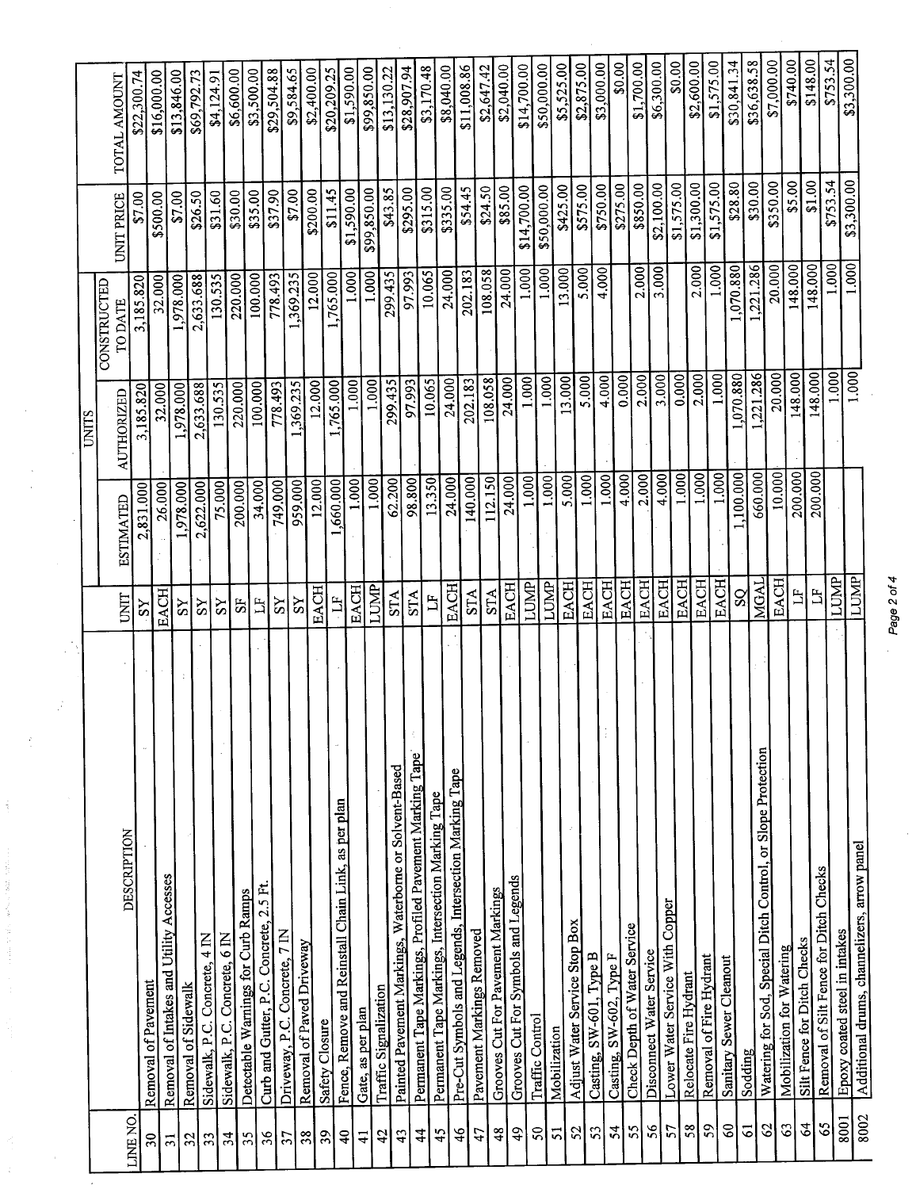| LINE NO. | DESCRIPTION | UNIT | UNITS | | | UNIT PRICE | TOTAL AMOUNT |
|---|---|---|---|---|---|---|---|
| | | | ESTIMATED | AUTHORIZED | CONSTRUCTED TO DATE | | |
| 30 | Removal of Pavement | SY | 2,831.000 | 3,185.820 | 3,185.820 | $7.00 | $22,300.74 |
| 31 | Removal of Intakes and Utility Accesses | EACH | 26.000 | 32.000 | 32.000 | $500.00 | $16,000.00 |
| 32 | Removal of Sidewalk | SY | 1,978.000 | 1,978.000 | 1,978.000 | $7.00 | $13,846.00 |
| 33 | Sidewalk, P.C. Concrete, 4 IN | SY | 2,622.000 | 2,633.688 | 2,633.688 | $26.50 | $69,792.73 |
| 34 | Sidewalk, P.C. Concrete, 6 IN | SY | 75.000 | 130.535 | 130.535 | $31.60 | $4,124.91 |
| 35 | Detectable Warnings for Curb Ramps | SF | 200.000 | 220.000 | 220.000 | $30.00 | $6,600.00 |
| 36 | Curb and Gutter, P.C. Concrete, 2.5 Ft. | LF | 34.000 | 100.000 | 100.000 | $35.00 | $3,500.00 |
| 37 | Driveway, P.C. Concrete, 7 IN | SY | 749.000 | 778.493 | 778.493 | $37.90 | $29,504.88 |
| 38 | Removal of Paved Driveway | SY | 959.000 | 1,369.235 | 1,369.235 | $7.00 | $9,584.65 |
| 39 | Safety Closure | EACH | 12.000 | 12.000 | 12.000 | $200.00 | $2,400.00 |
| 40 | Fence, Remove and Reinstall Chain Link, as per plan | LF | 1,660.000 | 1,765.000 | 1,765.000 | $11.45 | $20,209.25 |
| 41 | Gate, as per plan | EACH | 1.000 | 1.000 | 1.000 | $1,590.00 | $1,590.00 |
| 42 | Traffic Signalization | LUMP | 1.000 | 1.000 | 1.000 | $99,850.00 | $99,850.00 |
| 43 | Painted Pavement Markings, Waterborne or Solvent-Based | STA | 62.200 | 299.435 | 299.435 | $43.85 | $13,130.22 |
| 44 | Permanent Tape Markings, Profiled Pavement Marking Tape | STA | 98.800 | 97.993 | 97.993 | $295.00 | $28,907.94 |
| 45 | Permanent Tape Markings, Intersection Marking Tape | LF | 13.350 | 10.065 | 10.065 | $315.00 | $3,170.48 |
| 46 | Pre-Cut Symbols and Legends, Intersection Marking Tape | EACH | 24.000 | 24.000 | 24.000 | $335.00 | $8,040.00 |
| 47 | Pavement Markings Removed | STA | 140.000 | 202.183 | 202.183 | $54.45 | $11,008.86 |
| 48 | Grooves Cut For Pavement Markings | STA | 112.150 | 108.058 | 108.058 | $24.50 | $2,647.42 |
| 49 | Grooves Cut For Symbols and Legends | EACH | 24.000 | 24.000 | 24.000 | $85.00 | $2,040.00 |
| 50 | Traffic Control | LUMP | 1.000 | 1.000 | 1.000 | $14,700.00 | $14,700.00 |
| 51 | Mobilization | LUMP | 1.000 | 1.000 | 1.000 | $50,000.00 | $50,000.00 |
| 52 | Adjust Water Service Stop Box | EACH | 5.000 | 13.000 | 13.000 | $425.00 | $5,525.00 |
| 53 | Casting, SW-601, Type B | EACH | 1.000 | 5.000 | 5.000 | $575.00 | $2,875.00 |
| 54 | Casting, SW-602, Type F | EACH | 1.000 | 4.000 | 4.000 | $750.00 | $3,000.00 |
| 55 | Check Depth of Water Service | EACH | 4.000 | 0.000 | | $275.00 | $0.00 |
| 56 | Disconnect Water Service | EACH | 2.000 | 2.000 | 2.000 | $850.00 | $1,700.00 |
| 57 | Lower Water Service With Copper | EACH | 4.000 | 3.000 | 3.000 | $2,100.00 | $6,300.00 |
| 58 | Relocate Fire Hydrant | EACH | 1.000 | 0.000 | | $1,575.00 | $0.00 |
| 59 | Removal of Fire Hydrant | EACH | 1.000 | 2.000 | 2.000 | $1,300.00 | $2,600.00 |
| 60 | Sanitary Sewer Cleanout | EACH | 1.000 | 1.000 | 1.000 | $1,575.00 | $1,575.00 |
| 61 | Sodding | SQ | 1,100.000 | 1,070.880 | 1,070.880 | $28.80 | $30,841.34 |
| 62 | Watering for Sod, Special Ditch Control, or Slope Protection | MGAL | 660.000 | 1,221.286 | 1,221.286 | $30.00 | $36,638.58 |
| 63 | Mobilization for Watering | EACH | 10.000 | 20.000 | 20.000 | $350.00 | $7,000.00 |
| 64 | Silt Fence for Ditch Checks | LF | 200.000 | 148.000 | 148.000 | $5.00 | $740.00 |
| 65 | Removal of Silt Fence for Ditch Checks | LF | 200.000 | 148.000 | 148.000 | $1.00 | $148.00 |
| 8001 | Epoxy coated steel in intakes | LUMP | | 1.000 | 1.000 | $753.54 | $753.54 |
| 8002 | Additional drums, channelizers, arrow panel | LUMP | | 1.000 | 1.000 | $3,300.00 | $3,300.00 |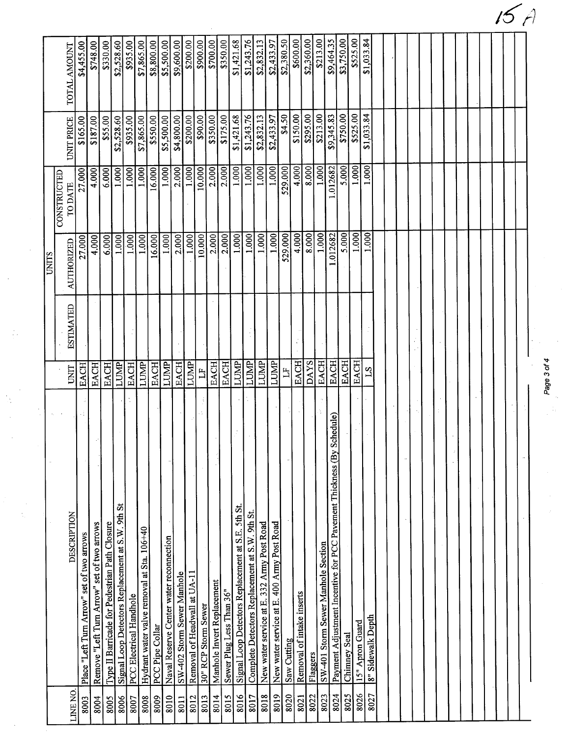15 A

| LINE NO. | DESCRIPTION | UNIT | UNITS | | | UNIT PRICE | TOTAL AMOUNT |
|---|---|---|---|---|---|---|---|
| | | | ESTIMATED | AUTHORIZED | CONSTRUCTED TO DATE | | |
| 8003 | Place "Left Turn Arrow" set of two arrows | EACH | | 27.000 | 27.000 | $165.00 | $4,455.00 |
| 8004 | Remove "Left Turn Arrow" set of two arrows | EACH | | 4.000 | 4.000 | $187.00 | $748.00 |
| 8005 | Type II Barricade for Pedestrian Path Closure | EACH | | 6.000 | 6.000 | $55.00 | $330.00 |
| 8006 | Signal Loop Detectors Replacement at S.W. 9th St | LUMP | | 1.000 | 1.000 | $2,528.60 | $2,528.60 |
| 8007 | PCC Electrical Handhole | EACH | | 1.000 | 1.000 | $935.00 | $935.00 |
| 8008 | Hydrant water valve removal at Sta. 106+40 | LUMP | | 1.000 | 1.000 | $7,865.00 | $7,865.00 |
| 8009 | PCC Pipe Collar | EACH | | 16.000 | 16.000 | $550.00 | $8,800.00 |
| 8010 | Naval Reserve Center water reconnection | LUMP | | 1.000 | 1.000 | $5,500.00 | $5,500.00 |
| 8011 | SW-402 Storm Sewer Manhole | EACH | | 2.000 | 2.000 | $4,800.00 | $9,600.00 |
| 8012 | Removal of Headwall at UA-11 | LUMP | | 1.000 | 1.000 | $200.00 | $200.00 |
| 8013 | 30" RCP Storm Sewer | LF | | 10.000 | 10.000 | $90.00 | $900.00 |
| 8014 | Manhole Invert Replacement | EACH | | 2.000 | 2.000 | $350.00 | $700.00 |
| 8015 | Sewer Plug Less Than 36" | EACH | | 2.000 | 2.000 | $175.00 | $350.00 |
| 8016 | Signal Loop Detectors Replacement at S.E. 5th St. | LUMP | | 1.000 | 1.000 | $1,421.68 | $1,421.68 |
| 8017 | Complete Detectors Replacement at S.W. 9th St. | LUMP | | 1.000 | 1.000 | $1,243.76 | $1,243.76 |
| 8018 | New water service at E. 332 Army Post Road | LUMP | | 1.000 | 1.000 | $2,832.13 | $2,832.13 |
| 8019 | New water service at E. 400 Army Post Road | LUMP | | 1.000 | 1.000 | $2,433.97 | $2,433.97 |
| 8020 | Saw Cutting | LF | | 529.000 | 529.000 | $4.50 | $2,380.50 |
| 8021 | Removal of intake inserts | EACH | | 4.000 | 4.000 | $150.00 | $600.00 |
| 8022 | Flaggers | DAYS | | 8.000 | 8.000 | $295.00 | $2,360.00 |
| 8023 | SW-401 Storm Sewer Manhole Section | EACH | | 1.000 | 1.000 | $213.00 | $213.00 |
| 8024 | Payment Adjustment Incentive for PCC Pavement Thickness (By Schedule) | EACH | | 1.012682 | 1.012682 | $9,345.83 | $9,464.35 |
| 8025 | Chimney Seal | EACH | | 5.000 | 5.000 | $750.00 | $3,750.00 |
| 8026 | 15" Apron Guard | EACH | | 1.000 | 1.000 | $525.00 | $525.00 |
| 8027 | 8" Sidewalk Depth | LS | | 1.000 | 1.000 | $1,033.84 | $1,033.84 |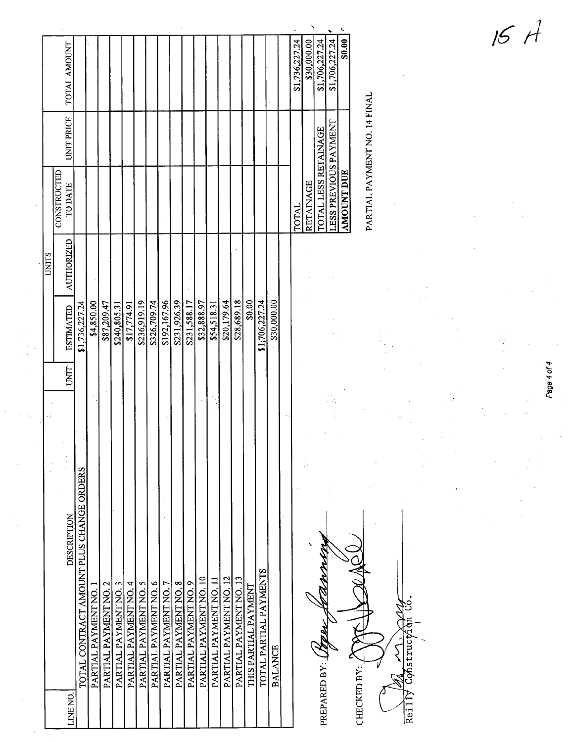15 A

| LINE NO. | DESCRIPTION | UNIT | UNITS | | | UNIT PRICE | TOTAL AMOUNT |
|---|---|---|---|---|---|---|---|
| | | | ESTIMATED | AUTHORIZED | CONSTRUCTED TO DATE | | |
| | TOTAL CONTRACT AMOUNT PLUS CHANGE ORDERS | | $1,736,227.24 | | | | |
| | PARTIAL PAYMENT NO. 1 | | $4,850.00 | | | | |
| | PARTIAL PAYMENT NO. 2 | | $87,209.47 | | | | |
| | PARTIAL PAYMENT NO. 3 | | $240,805.31 | | | | |
| | PARTIAL PAYMENT NO. 4 | | $17,774.91 | | | | |
| | PARTIAL PAYMENT NO. 5 | | $236,919.19 | | | | |
| | PARTIAL PAYMENT NO. 6 | | $326,709.74 | | | | |
| | PARTIAL PAYMENT NO. 7 | | $192,167.96 | | | | |
| | PARTIAL PAYMENT NO. 8 | | $231,926.39 | | | | |
| | PARTIAL PAYMENT NO. 9 | | $231,588.17 | | | | |
| | PARTIAL PAYMENT NO. 10 | | $32,888.97 | | | | |
| | PARTIAL PAYMENT NO. 11 | | $54,518.31 | | | | |
| | PARTIAL PAYMENT NO. 12 | | $20,179.64 | | | | |
| | PARTIAL PAYMENT NO. 13 | | $28,689.18 | | | | |
| | THIS PARTIAL PAYMENT | | $0.00 | | | | |
| | TOTAL PARTIAL PAYMENTS | | $1,706,227.24 | | | | |
| | BALANCE | | $30,000.00 | | | | |
| | | | | | TOTAL | | $1,736,227.24 |
| | | | | | RETAINAGE | | $30,000.00 |
| | | | | | TOTAL LESS RETAINAGE | | $1,706,227.24 |
| | | | | | LESS PREVIOUS PAYMENT | | $1,706,227.24 |
| | | | | | **AMOUNT DUE** | | **$0.00** |

PARTIAL PAYMENT NO. 14 FINAL

PREPARED BY: *(signature)*

CHECKED BY: *(signature)*

*(signature)*
Reilly Construction Co.